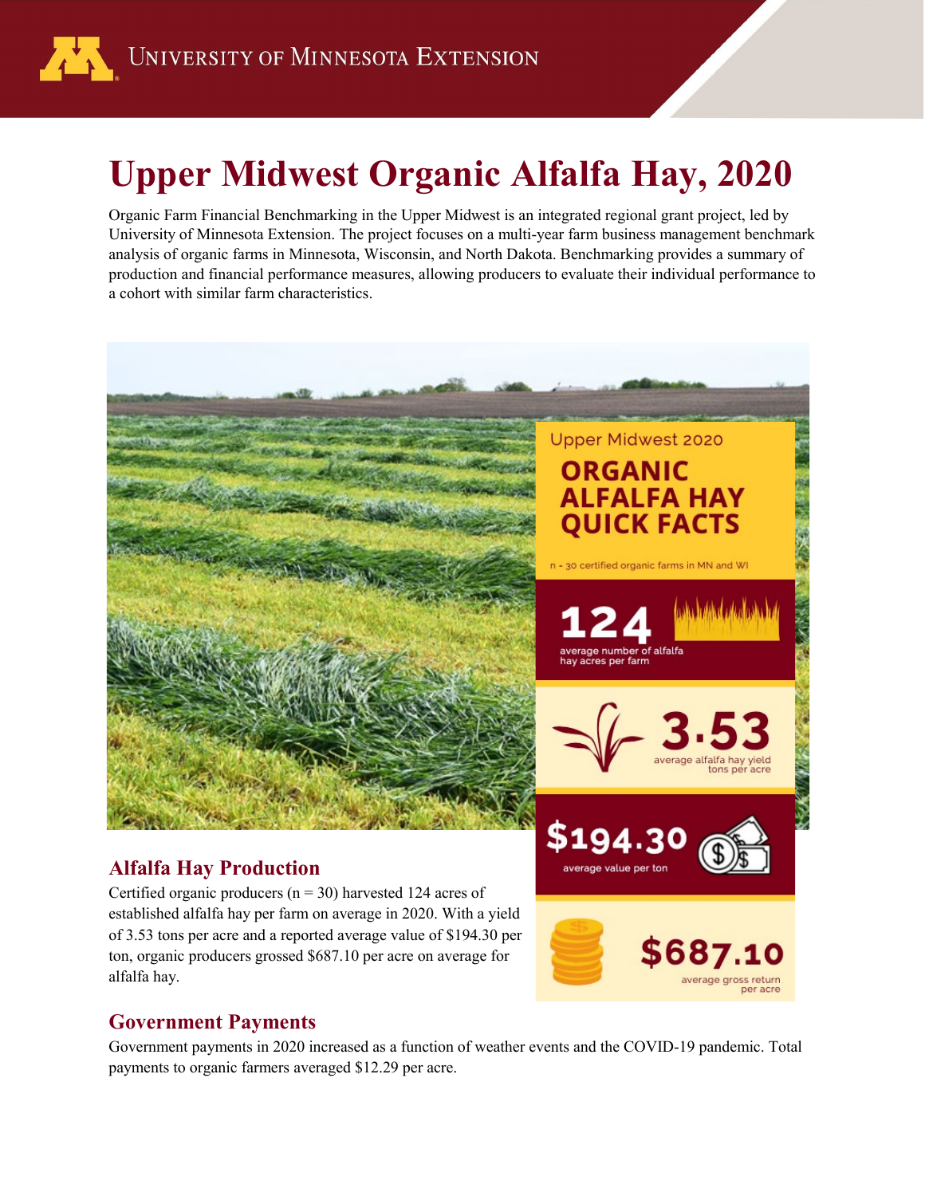# Upper Midwest Organic Alfalfa Hay, 2020

Organic Farm Financial Benchmarking in the Upper Midwest is an integrated regional grant project, led by University of Minnesota Extension. The project focuses on a multi-year farm business management benchmark analysis of organic farms in Minnesota, Wisconsin, and North Dakota. Benchmarking provides a summary of production and financial performance measures, allowing producers to evaluate their individual performance to a cohort with similar farm characteristics.

Upper Midwest 2020

**ORGANIC ALFALFA HAY QUICK FACTS**

n - 30 certified organic farms in MN and WI

**124** average number of alfalfa hay acres per farm

**3.53** average alfalfa hay yield tons per acre

**$194.30** average value per ton

**$687.10** average gross return per acre

## Alfalfa Hay Production

Certified organic producers (n = 30) harvested 124 acres of established alfalfa hay per farm on average in 2020. With a yield of 3.53 tons per acre and a reported average value of $194.30 per ton, organic producers grossed $687.10 per acre on average for alfalfa hay.

## Government Payments

Government payments in 2020 increased as a function of weather events and the COVID-19 pandemic. Total payments to organic farmers averaged $12.29 per acre.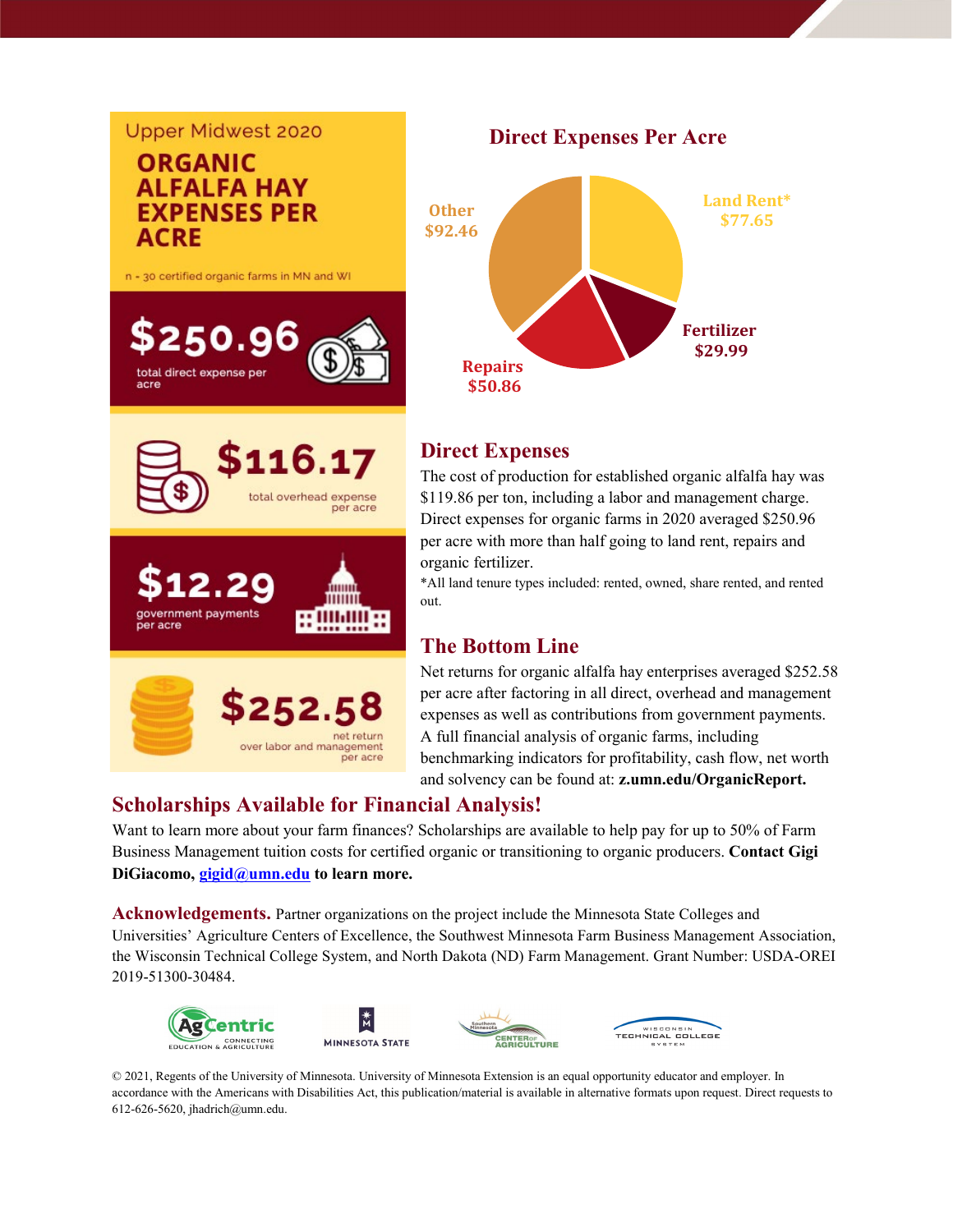Upper Midwest 2020

# ORGANIC ALFALFA HAY EXPENSES PER ACRE

n = 30 certified organic farms in MN and WI

**$250.96**
total direct expense per acre

**$116.17**
total overhead expense per acre

**$12.29**
government payments per acre

**$252.58**
net return over labor and management per acre

## Direct Expenses Per Acre

Land Rent* $77.65

Fertilizer $29.99

Repairs $50.86

Other $92.46

## Direct Expenses

The cost of production for established organic alfalfa hay was $119.86 per ton, including a labor and management charge. Direct expenses for organic farms in 2020 averaged $250.96 per acre with more than half going to land rent, repairs and organic fertilizer.

*All land tenure types included: rented, owned, share rented, and rented out.

## The Bottom Line

Net returns for organic alfalfa hay enterprises averaged $252.58 per acre after factoring in all direct, overhead and management expenses as well as contributions from government payments. A full financial analysis of organic farms, including benchmarking indicators for profitability, cash flow, net worth and solvency can be found at: **z.umn.edu/OrganicReport.**

## Scholarships Available for Financial Analysis!

Want to learn more about your farm finances? Scholarships are available to help pay for up to 50% of Farm Business Management tuition costs for certified organic or transitioning to organic producers. **Contact Gigi DiGiacomo, gigid@umn.edu to learn more.**

**Acknowledgements.** Partner organizations on the project include the Minnesota State Colleges and Universities' Agriculture Centers of Excellence, the Southwest Minnesota Farm Business Management Association, the Wisconsin Technical College System, and North Dakota (ND) Farm Management. Grant Number: USDA-OREI 2019-51300-30484.

AgCentric Connecting Education & Agriculture | Minnesota State | Southern Minnesota Center of Agriculture | Wisconsin Technical College System

© 2021, Regents of the University of Minnesota. University of Minnesota Extension is an equal opportunity educator and employer. In accordance with the Americans with Disabilities Act, this publication/material is available in alternative formats upon request. Direct requests to 612-626-5620, jhadrich@umn.edu.